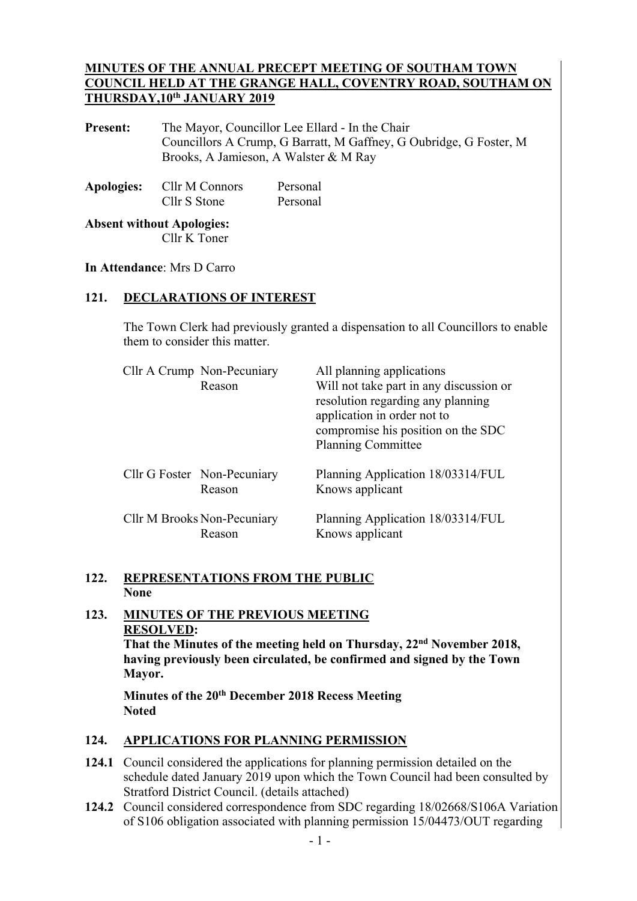**MINUTES OF THE ANNUAL PRECEPT MEETING OF SOUTHAM TOWN COUNCIL HELD AT THE GRANGE HALL, COVENTRY ROAD, SOUTHAM ON THURSDAY,10th JANUARY 2019**

**Present:** The Mayor, Councillor Lee Ellard - In the Chair
Councillors A Crump, G Barratt, M Gaffney, G Oubridge, G Foster, M Brooks, A Jamieson, A Walster & M Ray

| **Apologies:** | Cllr M Connors | Personal |
|---|---|---|
| | Cllr S Stone | Personal |

**Absent without Apologies:**
Cllr K Toner

**In Attendance**: Mrs D Carro

## 121. DECLARATIONS OF INTEREST

The Town Clerk had previously granted a dispensation to all Councillors to enable them to consider this matter.

| | | |
|---|---|---|
| Cllr A Crump | Non-Pecuniary Reason | All planning applications Will not take part in any discussion or resolution regarding any planning application in order not to compromise his position on the SDC Planning Committee |
| Cllr G Foster | Non-Pecuniary Reason | Planning Application 18/03314/FUL Knows applicant |
| Cllr M Brooks | Non-Pecuniary Reason | Planning Application 18/03314/FUL Knows applicant |

## 122. REPRESENTATIONS FROM THE PUBLIC

**None**

## 123. MINUTES OF THE PREVIOUS MEETING

**RESOLVED:**
**That the Minutes of the meeting held on Thursday, 22nd November 2018, having previously been circulated, be confirmed and signed by the Town Mayor.**

**Minutes of the 20th December 2018 Recess Meeting**
**Noted**

## 124. APPLICATIONS FOR PLANNING PERMISSION

**124.1** Council considered the applications for planning permission detailed on the schedule dated January 2019 upon which the Town Council had been consulted by Stratford District Council. (details attached)

**124.2** Council considered correspondence from SDC regarding 18/02668/S106A Variation of S106 obligation associated with planning permission 15/04473/OUT regarding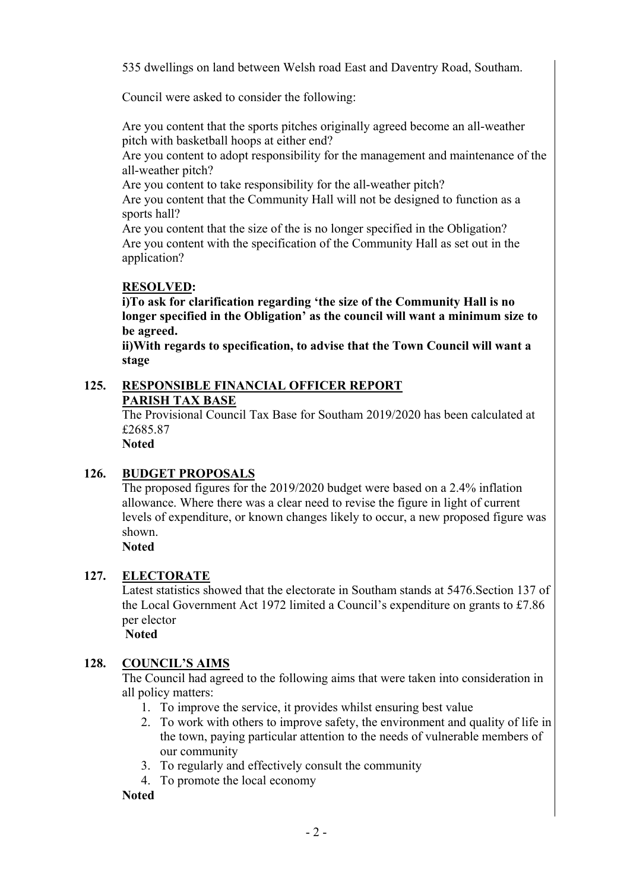535 dwellings on land between Welsh road East and Daventry Road, Southam.

Council were asked to consider the following:

Are you content that the sports pitches originally agreed become an all-weather pitch with basketball hoops at either end?
Are you content to adopt responsibility for the management and maintenance of the all-weather pitch?
Are you content to take responsibility for the all-weather pitch?
Are you content that the Community Hall will not be designed to function as a sports hall?
Are you content that the size of the is no longer specified in the Obligation?
Are you content with the specification of the Community Hall as set out in the application?

**RESOLVED:**
**i)To ask for clarification regarding 'the size of the Community Hall is no longer specified in the Obligation' as the council will want a minimum size to be agreed.**
**ii)With regards to specification, to advise that the Town Council will want a stage**

## 125. RESPONSIBLE FINANCIAL OFFICER REPORT

**PARISH TAX BASE**

The Provisional Council Tax Base for Southam 2019/2020 has been calculated at £2685.87
**Noted**

## 126. BUDGET PROPOSALS

The proposed figures for the 2019/2020 budget were based on a 2.4% inflation allowance. Where there was a clear need to revise the figure in light of current levels of expenditure, or known changes likely to occur, a new proposed figure was shown.
**Noted**

## 127. ELECTORATE

Latest statistics showed that the electorate in Southam stands at 5476.Section 137 of the Local Government Act 1972 limited a Council's expenditure on grants to £7.86 per elector
**Noted**

## 128. COUNCIL'S AIMS

The Council had agreed to the following aims that were taken into consideration in all policy matters:

1. To improve the service, it provides whilst ensuring best value
2. To work with others to improve safety, the environment and quality of life in the town, paying particular attention to the needs of vulnerable members of our community
3. To regularly and effectively consult the community
4. To promote the local economy

**Noted**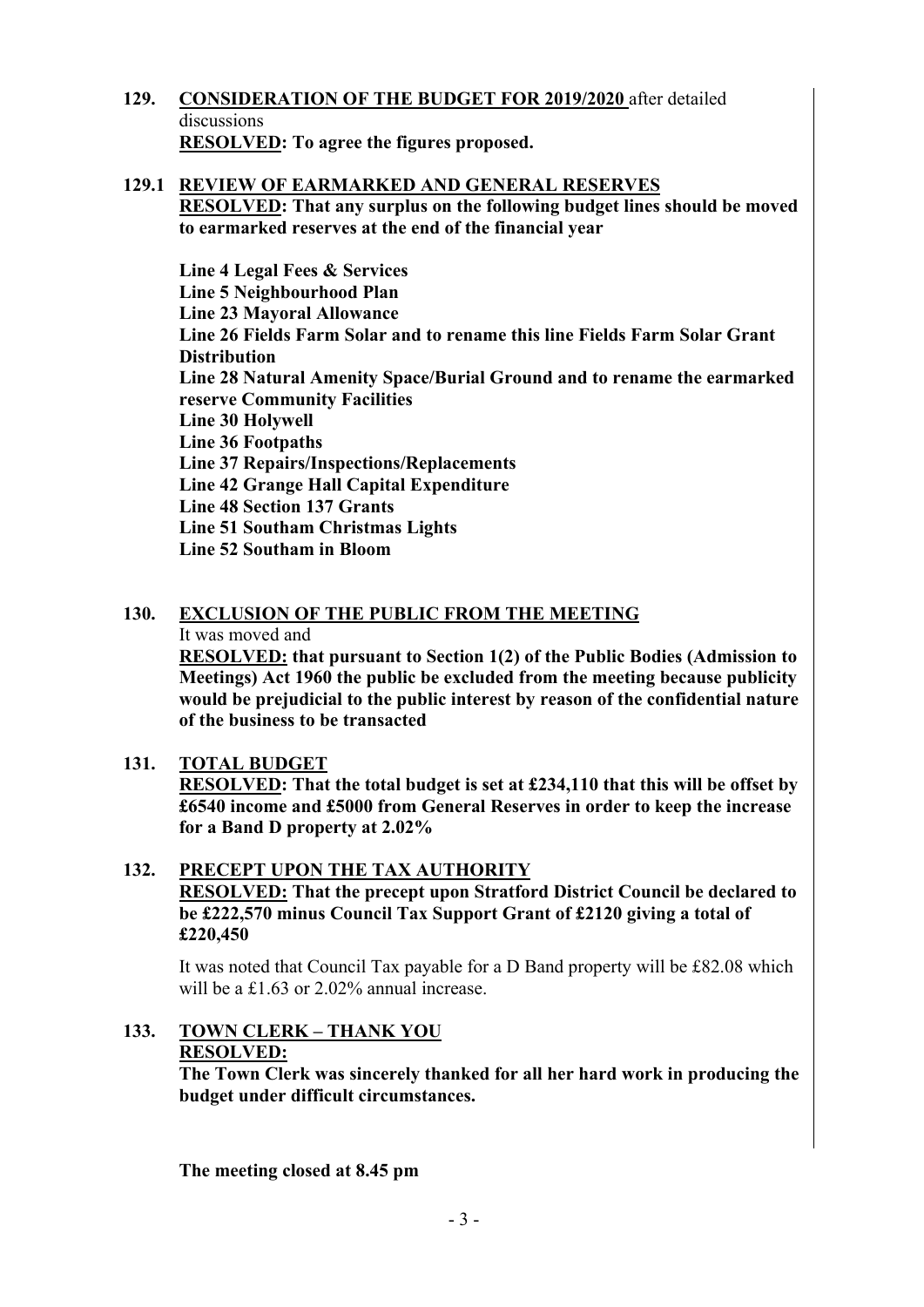**129.** **CONSIDERATION OF THE BUDGET FOR 2019/2020** after detailed discussions
**RESOLVED: To agree the figures proposed.**

**129.1** **REVIEW OF EARMARKED AND GENERAL RESERVES**
**RESOLVED: That any surplus on the following budget lines should be moved to earmarked reserves at the end of the financial year**

**Line 4 Legal Fees & Services**
**Line 5 Neighbourhood Plan**
**Line 23 Mayoral Allowance**
**Line 26 Fields Farm Solar and to rename this line Fields Farm Solar Grant Distribution**
**Line 28 Natural Amenity Space/Burial Ground and to rename the earmarked reserve Community Facilities**
**Line 30 Holywell**
**Line 36 Footpaths**
**Line 37 Repairs/Inspections/Replacements**
**Line 42 Grange Hall Capital Expenditure**
**Line 48 Section 137 Grants**
**Line 51 Southam Christmas Lights**
**Line 52 Southam in Bloom**

**130.** **EXCLUSION OF THE PUBLIC FROM THE MEETING**
It was moved and
**RESOLVED: that pursuant to Section 1(2) of the Public Bodies (Admission to Meetings) Act 1960 the public be excluded from the meeting because publicity would be prejudicial to the public interest by reason of the confidential nature of the business to be transacted**

**131.** **TOTAL BUDGET**
**RESOLVED: That the total budget is set at £234,110 that this will be offset by £6540 income and £5000 from General Reserves in order to keep the increase for a Band D property at 2.02%**

**132.** **PRECEPT UPON THE TAX AUTHORITY**
**RESOLVED: That the precept upon Stratford District Council be declared to be £222,570 minus Council Tax Support Grant of £2120 giving a total of £220,450**

It was noted that Council Tax payable for a D Band property will be £82.08 which will be a £1.63 or 2.02% annual increase.

**133.** **TOWN CLERK – THANK YOU**
**RESOLVED:**
**The Town Clerk was sincerely thanked for all her hard work in producing the budget under difficult circumstances.**

**The meeting closed at 8.45 pm**